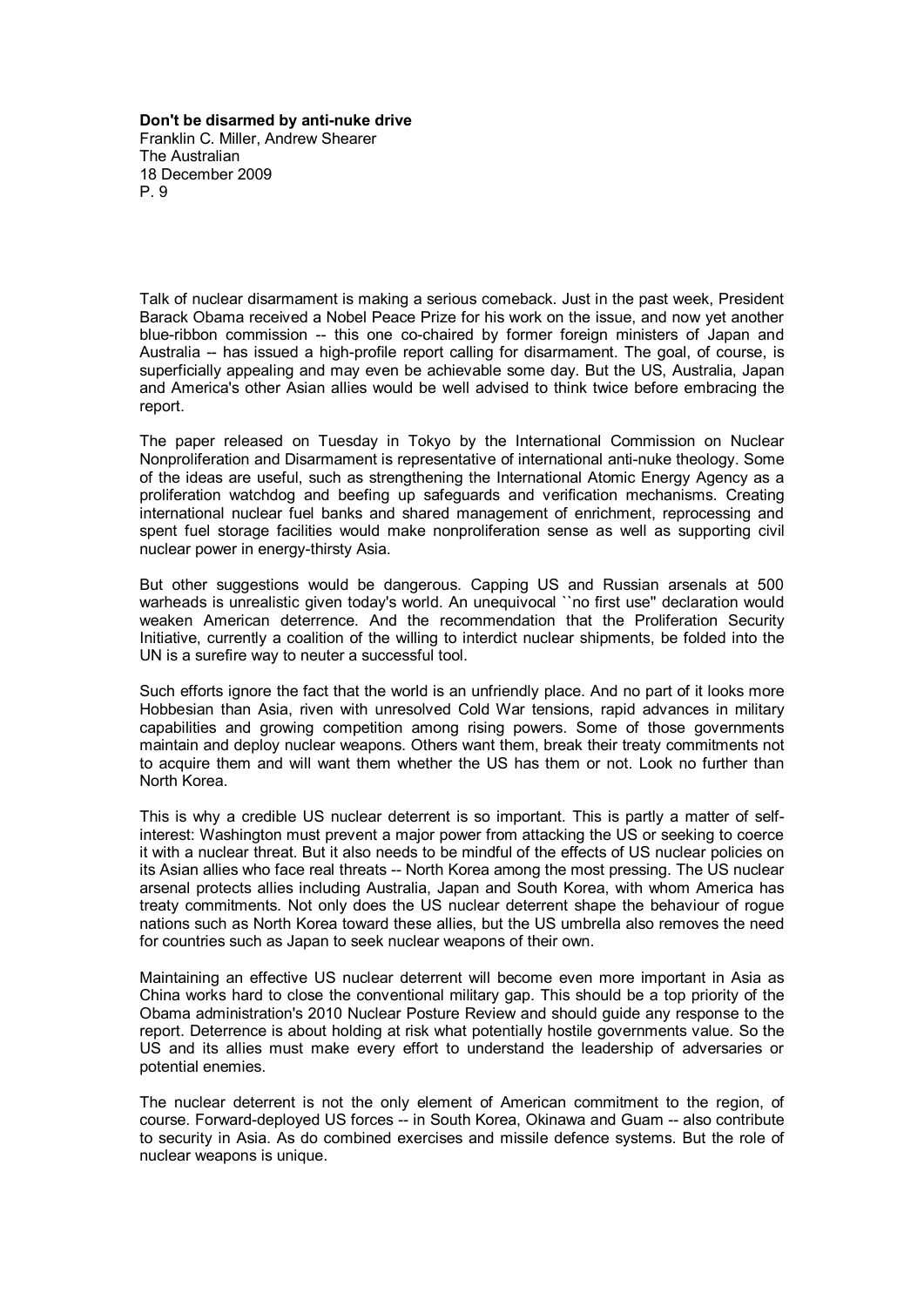**Don't be disarmed by anti-nuke drive**
Franklin C. Miller, Andrew Shearer
The Australian
18 December 2009
P. 9

Talk of nuclear disarmament is making a serious comeback. Just in the past week, President Barack Obama received a Nobel Peace Prize for his work on the issue, and now yet another blue-ribbon commission -- this one co-chaired by former foreign ministers of Japan and Australia -- has issued a high-profile report calling for disarmament. The goal, of course, is superficially appealing and may even be achievable some day. But the US, Australia, Japan and America's other Asian allies would be well advised to think twice before embracing the report.

The paper released on Tuesday in Tokyo by the International Commission on Nuclear Nonproliferation and Disarmament is representative of international anti-nuke theology. Some of the ideas are useful, such as strengthening the International Atomic Energy Agency as a proliferation watchdog and beefing up safeguards and verification mechanisms. Creating international nuclear fuel banks and shared management of enrichment, reprocessing and spent fuel storage facilities would make nonproliferation sense as well as supporting civil nuclear power in energy-thirsty Asia.

But other suggestions would be dangerous. Capping US and Russian arsenals at 500 warheads is unrealistic given today's world. An unequivocal ``no first use'' declaration would weaken American deterrence. And the recommendation that the Proliferation Security Initiative, currently a coalition of the willing to interdict nuclear shipments, be folded into the UN is a surefire way to neuter a successful tool.

Such efforts ignore the fact that the world is an unfriendly place. And no part of it looks more Hobbesian than Asia, riven with unresolved Cold War tensions, rapid advances in military capabilities and growing competition among rising powers. Some of those governments maintain and deploy nuclear weapons. Others want them, break their treaty commitments not to acquire them and will want them whether the US has them or not. Look no further than North Korea.

This is why a credible US nuclear deterrent is so important. This is partly a matter of self-interest: Washington must prevent a major power from attacking the US or seeking to coerce it with a nuclear threat. But it also needs to be mindful of the effects of US nuclear policies on its Asian allies who face real threats -- North Korea among the most pressing. The US nuclear arsenal protects allies including Australia, Japan and South Korea, with whom America has treaty commitments. Not only does the US nuclear deterrent shape the behaviour of rogue nations such as North Korea toward these allies, but the US umbrella also removes the need for countries such as Japan to seek nuclear weapons of their own.

Maintaining an effective US nuclear deterrent will become even more important in Asia as China works hard to close the conventional military gap. This should be a top priority of the Obama administration's 2010 Nuclear Posture Review and should guide any response to the report. Deterrence is about holding at risk what potentially hostile governments value. So the US and its allies must make every effort to understand the leadership of adversaries or potential enemies.

The nuclear deterrent is not the only element of American commitment to the region, of course. Forward-deployed US forces -- in South Korea, Okinawa and Guam -- also contribute to security in Asia. As do combined exercises and missile defence systems. But the role of nuclear weapons is unique.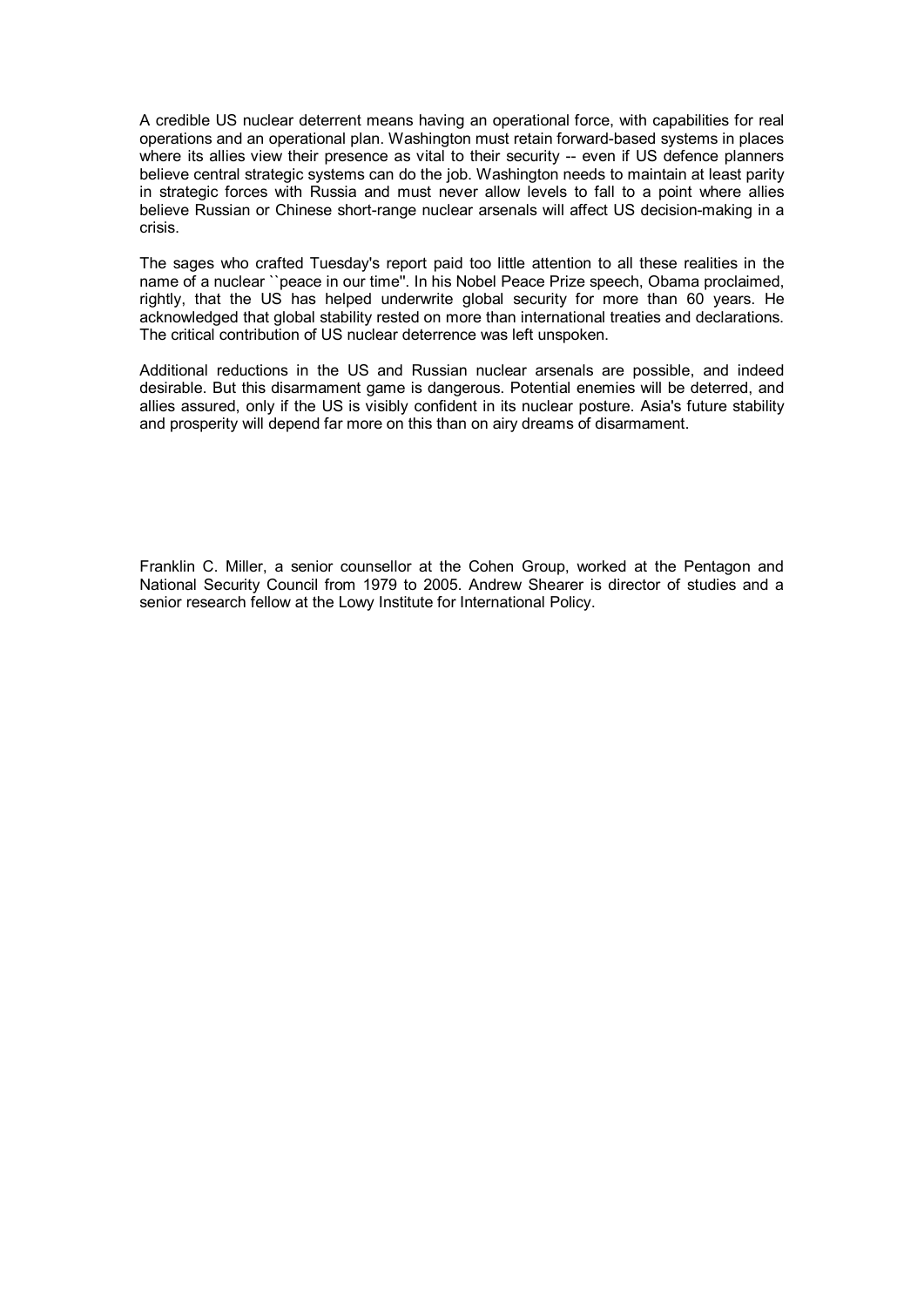A credible US nuclear deterrent means having an operational force, with capabilities for real operations and an operational plan. Washington must retain forward-based systems in places where its allies view their presence as vital to their security -- even if US defence planners believe central strategic systems can do the job. Washington needs to maintain at least parity in strategic forces with Russia and must never allow levels to fall to a point where allies believe Russian or Chinese short-range nuclear arsenals will affect US decision-making in a crisis.

The sages who crafted Tuesday's report paid too little attention to all these realities in the name of a nuclear ``peace in our time''. In his Nobel Peace Prize speech, Obama proclaimed, rightly, that the US has helped underwrite global security for more than 60 years. He acknowledged that global stability rested on more than international treaties and declarations. The critical contribution of US nuclear deterrence was left unspoken.

Additional reductions in the US and Russian nuclear arsenals are possible, and indeed desirable. But this disarmament game is dangerous. Potential enemies will be deterred, and allies assured, only if the US is visibly confident in its nuclear posture. Asia's future stability and prosperity will depend far more on this than on airy dreams of disarmament.

Franklin C. Miller, a senior counsellor at the Cohen Group, worked at the Pentagon and National Security Council from 1979 to 2005. Andrew Shearer is director of studies and a senior research fellow at the Lowy Institute for International Policy.